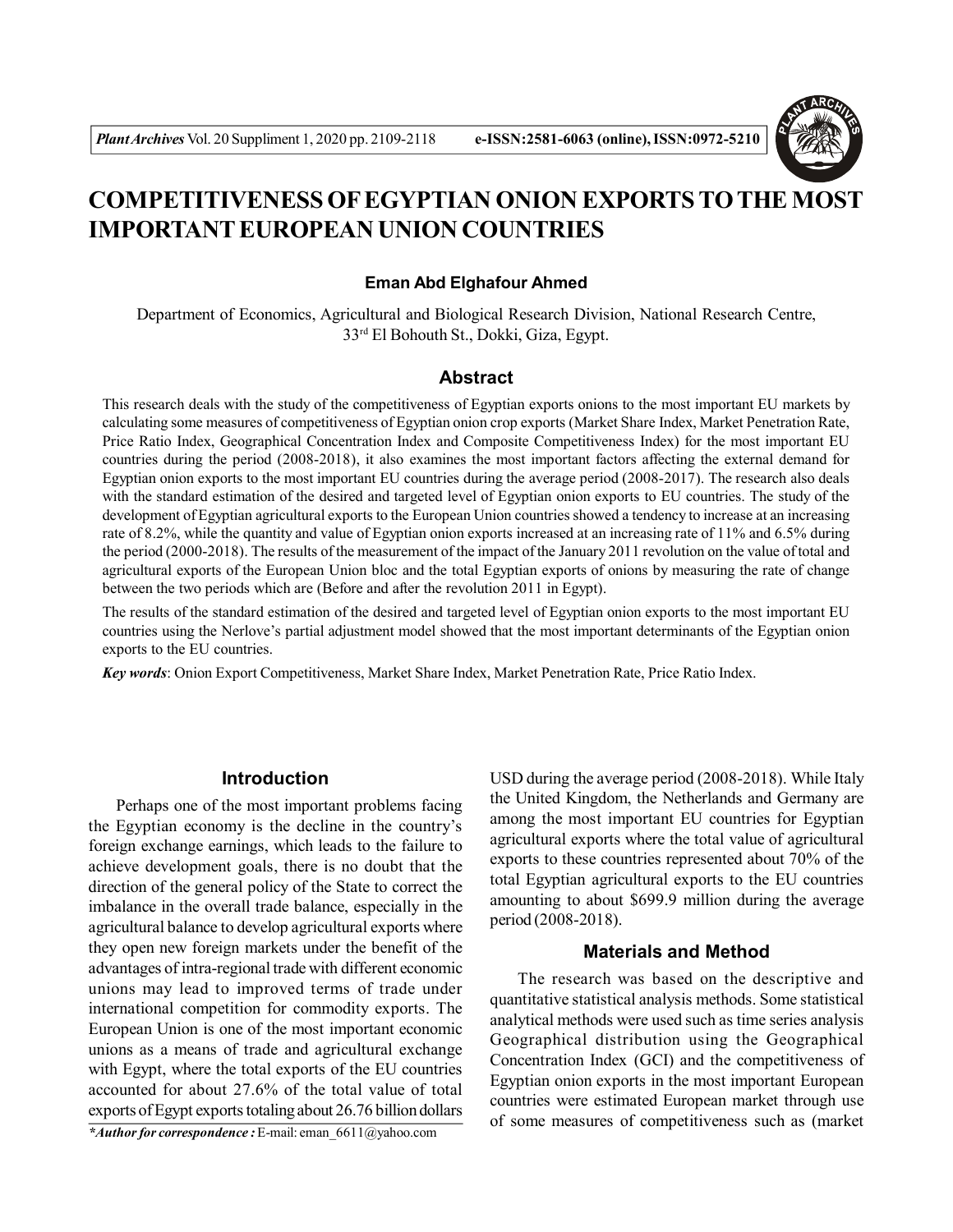# COMPETITIVENESS OF EGYPTIAN ONION EXPORTS TO THE MOST IMPORTANT EUROPEAN UNION COUNTRIES

**Eman Abd Elghafour Ahmed**

Department of Economics, Agricultural and Biological Research Division, National Research Centre, 33rd El Bohouth St., Dokki, Giza, Egypt.

## Abstract

This research deals with the study of the competitiveness of Egyptian exports onions to the most important EU markets by calculating some measures of competitiveness of Egyptian onion crop exports (Market Share Index, Market Penetration Rate, Price Ratio Index, Geographical Concentration Index and Composite Competitiveness Index) for the most important EU countries during the period (2008-2018), it also examines the most important factors affecting the external demand for Egyptian onion exports to the most important EU countries during the average period (2008-2017). The research also deals with the standard estimation of the desired and targeted level of Egyptian onion exports to EU countries. The study of the development of Egyptian agricultural exports to the European Union countries showed a tendency to increase at an increasing rate of 8.2%, while the quantity and value of Egyptian onion exports increased at an increasing rate of 11% and 6.5% during the period (2000-2018). The results of the measurement of the impact of the January 2011 revolution on the value of total and agricultural exports of the European Union bloc and the total Egyptian exports of onions by measuring the rate of change between the two periods which are (Before and after the revolution 2011 in Egypt).

The results of the standard estimation of the desired and targeted level of Egyptian onion exports to the most important EU countries using the Nerlove's partial adjustment model showed that the most important determinants of the Egyptian onion exports to the EU countries.

***Key words***: Onion Export Competitiveness, Market Share Index, Market Penetration Rate, Price Ratio Index.

## Introduction

Perhaps one of the most important problems facing the Egyptian economy is the decline in the country's foreign exchange earnings, which leads to the failure to achieve development goals, there is no doubt that the direction of the general policy of the State to correct the imbalance in the overall trade balance, especially in the agricultural balance to develop agricultural exports where they open new foreign markets under the benefit of the advantages of intra-regional trade with different economic unions may lead to improved terms of trade under international competition for commodity exports. The European Union is one of the most important economic unions as a means of trade and agricultural exchange with Egypt, where the total exports of the EU countries accounted for about 27.6% of the total value of total exports of Egypt exports totaling about 26.76 billion dollars USD during the average period (2008-2018). While Italy the United Kingdom, the Netherlands and Germany are among the most important EU countries for Egyptian agricultural exports where the total value of agricultural exports to these countries represented about 70% of the total Egyptian agricultural exports to the EU countries amounting to about \$699.9 million during the average period (2008-2018).

## Materials and Method

The research was based on the descriptive and quantitative statistical analysis methods. Some statistical analytical methods were used such as time series analysis Geographical distribution using the Geographical Concentration Index (GCI) and the competitiveness of Egyptian onion exports in the most important European countries were estimated European market through use of some measures of competitiveness such as (market

*\*Author for correspondence :* E-mail: eman_6611@yahoo.com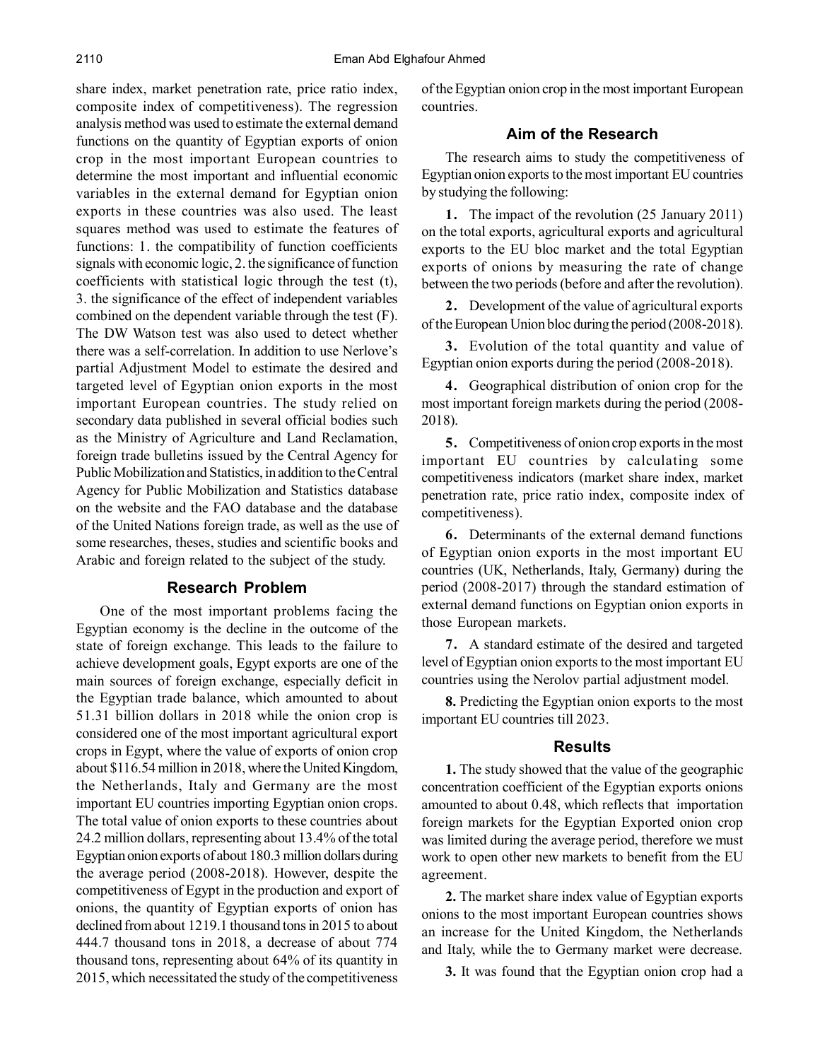share index, market penetration rate, price ratio index, composite index of competitiveness). The regression analysis method was used to estimate the external demand functions on the quantity of Egyptian exports of onion crop in the most important European countries to determine the most important and influential economic variables in the external demand for Egyptian onion exports in these countries was also used. The least squares method was used to estimate the features of functions: 1. the compatibility of function coefficients signals with economic logic, 2. the significance of function coefficients with statistical logic through the test (t), 3. the significance of the effect of independent variables combined on the dependent variable through the test (F). The DW Watson test was also used to detect whether there was a self-correlation. In addition to use Nerlove's partial Adjustment Model to estimate the desired and targeted level of Egyptian onion exports in the most important European countries. The study relied on secondary data published in several official bodies such as the Ministry of Agriculture and Land Reclamation, foreign trade bulletins issued by the Central Agency for Public Mobilization and Statistics, in addition to the Central Agency for Public Mobilization and Statistics database on the website and the FAO database and the database of the United Nations foreign trade, as well as the use of some researches, theses, studies and scientific books and Arabic and foreign related to the subject of the study.

## Research Problem

One of the most important problems facing the Egyptian economy is the decline in the outcome of the state of foreign exchange. This leads to the failure to achieve development goals, Egypt exports are one of the main sources of foreign exchange, especially deficit in the Egyptian trade balance, which amounted to about 51.31 billion dollars in 2018 while the onion crop is considered one of the most important agricultural export crops in Egypt, where the value of exports of onion crop about $116.54 million in 2018, where the United Kingdom, the Netherlands, Italy and Germany are the most important EU countries importing Egyptian onion crops. The total value of onion exports to these countries about 24.2 million dollars, representing about 13.4% of the total Egyptian onion exports of about 180.3 million dollars during the average period (2008-2018). However, despite the competitiveness of Egypt in the production and export of onions, the quantity of Egyptian exports of onion has declined from about 1219.1 thousand tons in 2015 to about 444.7 thousand tons in 2018, a decrease of about 774 thousand tons, representing about 64% of its quantity in 2015, which necessitated the study of the competitiveness of the Egyptian onion crop in the most important European countries.

## Aim of the Research

The research aims to study the competitiveness of Egyptian onion exports to the most important EU countries by studying the following:

**1.** The impact of the revolution (25 January 2011) on the total exports, agricultural exports and agricultural exports to the EU bloc market and the total Egyptian exports of onions by measuring the rate of change between the two periods (before and after the revolution).

**2.** Development of the value of agricultural exports of the European Union bloc during the period (2008-2018).

**3.** Evolution of the total quantity and value of Egyptian onion exports during the period (2008-2018).

**4.** Geographical distribution of onion crop for the most important foreign markets during the period (2008-2018).

**5.** Competitiveness of onion crop exports in the most important EU countries by calculating some competitiveness indicators (market share index, market penetration rate, price ratio index, composite index of competitiveness).

**6.** Determinants of the external demand functions of Egyptian onion exports in the most important EU countries (UK, Netherlands, Italy, Germany) during the period (2008-2017) through the standard estimation of external demand functions on Egyptian onion exports in those European markets.

**7.** A standard estimate of the desired and targeted level of Egyptian onion exports to the most important EU countries using the Nerolov partial adjustment model.

**8.** Predicting the Egyptian onion exports to the most important EU countries till 2023.

## Results

**1.** The study showed that the value of the geographic concentration coefficient of the Egyptian exports onions amounted to about 0.48, which reflects that importation foreign markets for the Egyptian Exported onion crop was limited during the average period, therefore we must work to open other new markets to benefit from the EU agreement.

**2.** The market share index value of Egyptian exports onions to the most important European countries shows an increase for the United Kingdom, the Netherlands and Italy, while the to Germany market were decrease.

**3.** It was found that the Egyptian onion crop had a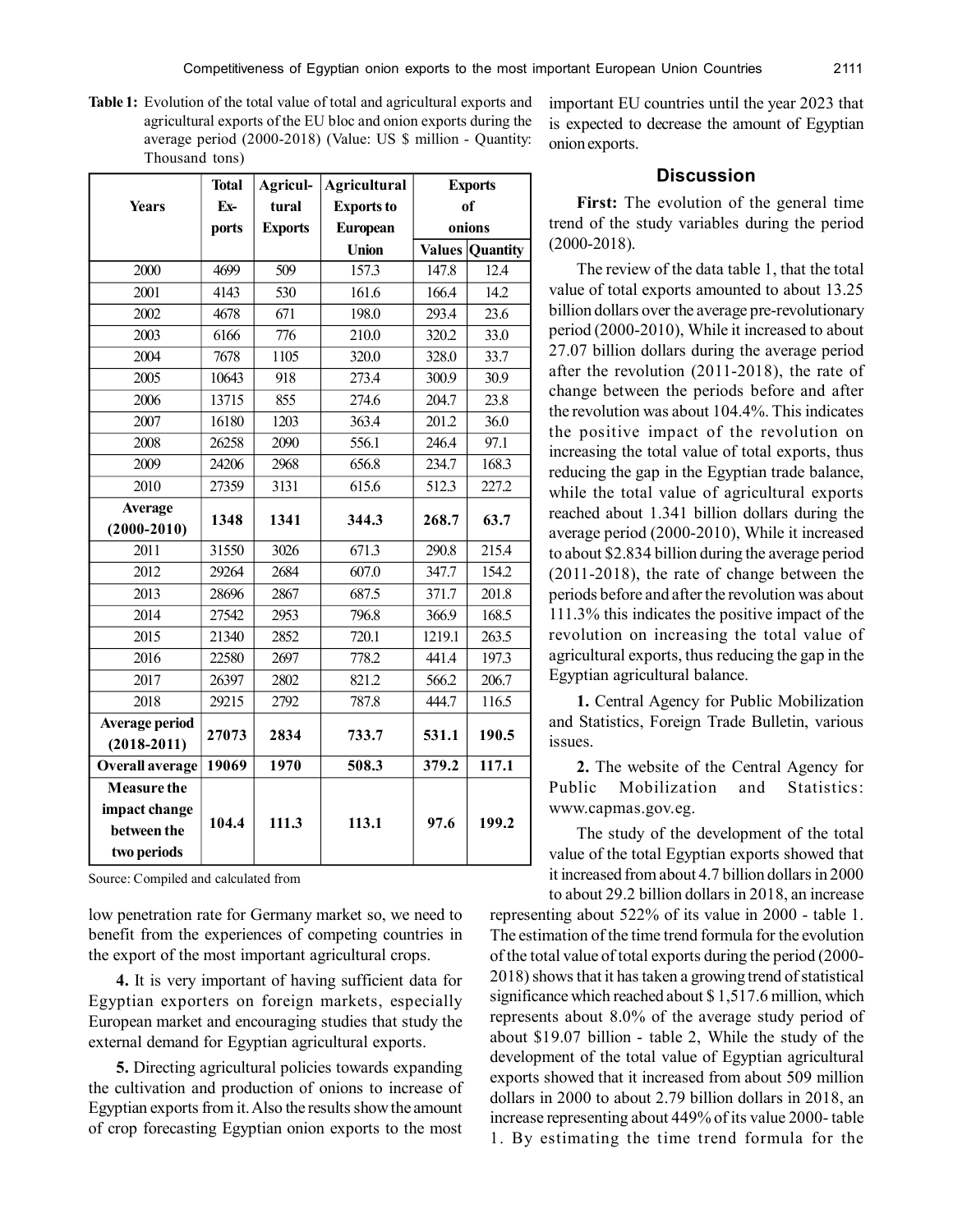**Table 1:** Evolution of the total value of total and agricultural exports and agricultural exports of the EU bloc and onion exports during the average period (2000-2018) (Value: US $ million - Quantity: Thousand tons)

| Years | Total Ex-ports | Agricul-tural Exports | Agricultural Exports to European Union | Exports of onions | |
|---|---|---|---|---|---|
| | | | | Values | Quantity |
| 2000 | 4699 | 509 | 157.3 | 147.8 | 12.4 |
| 2001 | 4143 | 530 | 161.6 | 166.4 | 14.2 |
| 2002 | 4678 | 671 | 198.0 | 293.4 | 23.6 |
| 2003 | 6166 | 776 | 210.0 | 320.2 | 33.0 |
| 2004 | 7678 | 1105 | 320.0 | 328.0 | 33.7 |
| 2005 | 10643 | 918 | 273.4 | 300.9 | 30.9 |
| 2006 | 13715 | 855 | 274.6 | 204.7 | 23.8 |
| 2007 | 16180 | 1203 | 363.4 | 201.2 | 36.0 |
| 2008 | 26258 | 2090 | 556.1 | 246.4 | 97.1 |
| 2009 | 24206 | 2968 | 656.8 | 234.7 | 168.3 |
| 2010 | 27359 | 3131 | 615.6 | 512.3 | 227.2 |
| **Average (2000-2010)** | **1348** | **1341** | **344.3** | **268.7** | **63.7** |
| 2011 | 31550 | 3026 | 671.3 | 290.8 | 215.4 |
| 2012 | 29264 | 2684 | 607.0 | 347.7 | 154.2 |
| 2013 | 28696 | 2867 | 687.5 | 371.7 | 201.8 |
| 2014 | 27542 | 2953 | 796.8 | 366.9 | 168.5 |
| 2015 | 21340 | 2852 | 720.1 | 1219.1 | 263.5 |
| 2016 | 22580 | 2697 | 778.2 | 441.4 | 197.3 |
| 2017 | 26397 | 2802 | 821.2 | 566.2 | 206.7 |
| 2018 | 29215 | 2792 | 787.8 | 444.7 | 116.5 |
| **Average period (2018-2011)** | **27073** | **2834** | **733.7** | **531.1** | **190.5** |
| **Overall average** | **19069** | **1970** | **508.3** | **379.2** | **117.1** |
| **Measure the impact change between the two periods** | **104.4** | **111.3** | **113.1** | **97.6** | **199.2** |

Source: Compiled and calculated from

low penetration rate for Germany market so, we need to benefit from the experiences of competing countries in the export of the most important agricultural crops.

**4.** It is very important of having sufficient data for Egyptian exporters on foreign markets, especially European market and encouraging studies that study the external demand for Egyptian agricultural exports.

**5.** Directing agricultural policies towards expanding the cultivation and production of onions to increase of Egyptian exports from it. Also the results show the amount of crop forecasting Egyptian onion exports to the most important EU countries until the year 2023 that is expected to decrease the amount of Egyptian onion exports.

## Discussion

**First:** The evolution of the general time trend of the study variables during the period (2000-2018).

The review of the data table 1, that the total value of total exports amounted to about 13.25 billion dollars over the average pre-revolutionary period (2000-2010), While it increased to about 27.07 billion dollars during the average period after the revolution (2011-2018), the rate of change between the periods before and after the revolution was about 104.4%. This indicates the positive impact of the revolution on increasing the total value of total exports, thus reducing the gap in the Egyptian trade balance, while the total value of agricultural exports reached about 1.341 billion dollars during the average period (2000-2010), While it increased to about $2.834 billion during the average period (2011-2018), the rate of change between the periods before and after the revolution was about 111.3% this indicates the positive impact of the revolution on increasing the total value of agricultural exports, thus reducing the gap in the Egyptian agricultural balance.

**1.** Central Agency for Public Mobilization and Statistics, Foreign Trade Bulletin, various issues.

**2.** The website of the Central Agency for Public Mobilization and Statistics: www.capmas.gov.eg.

The study of the development of the total value of the total Egyptian exports showed that it increased from about 4.7 billion dollars in 2000 to about 29.2 billion dollars in 2018, an increase representing about 522% of its value in 2000 - table 1. The estimation of the time trend formula for the evolution of the total value of total exports during the period (2000-2018) shows that it has taken a growing trend of statistical significance which reached about $ 1,517.6 million, which represents about 8.0% of the average study period of about $19.07 billion - table 2, While the study of the development of the total value of Egyptian agricultural exports showed that it increased from about 509 million dollars in 2000 to about 2.79 billion dollars in 2018, an increase representing about 449% of its value 2000- table 1. By estimating the time trend formula for the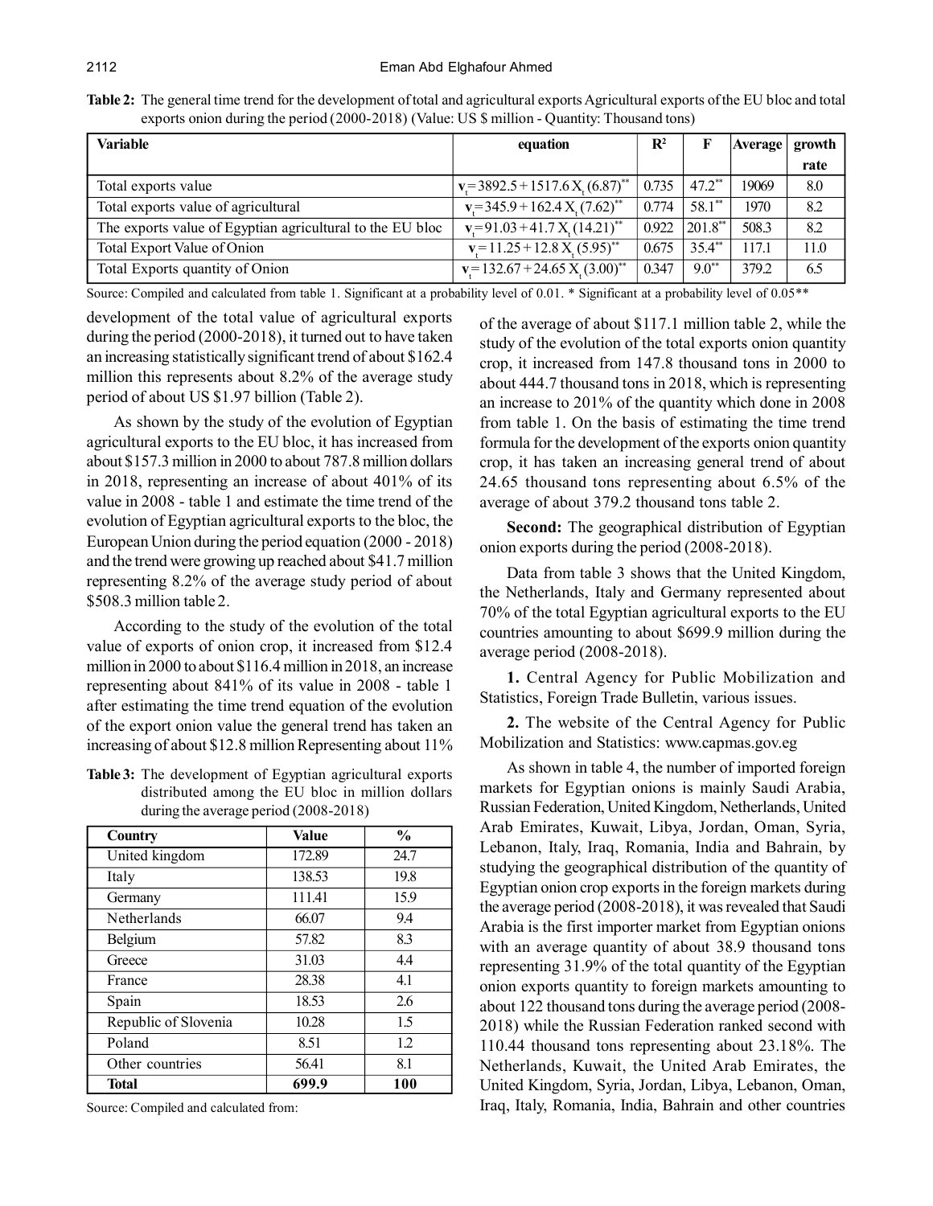**Table 2:** The general time trend for the development of total and agricultural exports Agricultural exports of the EU bloc and total exports onion during the period (2000-2018) (Value: US $ million - Quantity: Thousand tons)

| Variable | equation | $R^2$ | F | Average | growth rate |
|---|---|---|---|---|---|
| Total exports value | $v_t = 3892.5 + 1517.6\, X_t\, (6.87)^{**}$ | 0.735 | $47.2^{**}$ | 19069 | 8.0 |
| Total exports value of agricultural | $v_t = 345.9 + 162.4\, X_t\, (7.62)^{**}$ | 0.774 | $58.1^{**}$ | 1970 | 8.2 |
| The exports value of Egyptian agricultural to the EU bloc | $v_t = 91.03 + 41.7\, X_t\, (14.21)^{**}$ | 0.922 | $201.8^{**}$ | 508.3 | 8.2 |
| Total Export Value of Onion | $v_t = 11.25 + 12.8\, X_t\, (5.95)^{**}$ | 0.675 | $35.4^{**}$ | 117.1 | 11.0 |
| Total Exports quantity of Onion | $v_t = 132.67 + 24.65\, X_t\, (3.00)^{**}$ | 0.347 | $9.0^{**}$ | 379.2 | 6.5 |

Source: Compiled and calculated from table 1. Significant at a probability level of 0.01. * Significant at a probability level of 0.05**

development of the total value of agricultural exports during the period (2000-2018), it turned out to have taken an increasing statistically significant trend of about $162.4 million this represents about 8.2% of the average study period of about US $1.97 billion (Table 2).

As shown by the study of the evolution of Egyptian agricultural exports to the EU bloc, it has increased from about $157.3 million in 2000 to about 787.8 million dollars in 2018, representing an increase of about 401% of its value in 2008 - table 1 and estimate the time trend of the evolution of Egyptian agricultural exports to the bloc, the European Union during the period equation (2000 - 2018) and the trend were growing up reached about $41.7 million representing 8.2% of the average study period of about $508.3 million table 2.

According to the study of the evolution of the total value of exports of onion crop, it increased from $12.4 million in 2000 to about $116.4 million in 2018, an increase representing about 841% of its value in 2008 - table 1 after estimating the time trend equation of the evolution of the export onion value the general trend has taken an increasing of about $12.8 million Representing about 11% of the average of about $117.1 million table 2, while the study of the evolution of the total exports onion quantity crop, it increased from 147.8 thousand tons in 2000 to about 444.7 thousand tons in 2018, which is representing an increase to 201% of the quantity which done in 2008 from table 1. On the basis of estimating the time trend formula for the development of the exports onion quantity crop, it has taken an increasing general trend of about 24.65 thousand tons representing about 6.5% of the average of about 379.2 thousand tons table 2.

**Table 3:** The development of Egyptian agricultural exports distributed among the EU bloc in million dollars during the average period (2008-2018)

| Country | Value | % |
|---|---|---|
| United kingdom | 172.89 | 24.7 |
| Italy | 138.53 | 19.8 |
| Germany | 111.41 | 15.9 |
| Netherlands | 66.07 | 9.4 |
| Belgium | 57.82 | 8.3 |
| Greece | 31.03 | 4.4 |
| France | 28.38 | 4.1 |
| Spain | 18.53 | 2.6 |
| Republic of Slovenia | 10.28 | 1.5 |
| Poland | 8.51 | 1.2 |
| Other countries | 56.41 | 8.1 |
| **Total** | **699.9** | **100** |

Source: Compiled and calculated from:

**Second:** The geographical distribution of Egyptian onion exports during the period (2008-2018).

Data from table 3 shows that the United Kingdom, the Netherlands, Italy and Germany represented about 70% of the total Egyptian agricultural exports to the EU countries amounting to about $699.9 million during the average period (2008-2018).

**1.** Central Agency for Public Mobilization and Statistics, Foreign Trade Bulletin, various issues.

**2.** The website of the Central Agency for Public Mobilization and Statistics: www.capmas.gov.eg

As shown in table 4, the number of imported foreign markets for Egyptian onions is mainly Saudi Arabia, Russian Federation, United Kingdom, Netherlands, United Arab Emirates, Kuwait, Libya, Jordan, Oman, Syria, Lebanon, Italy, Iraq, Romania, India and Bahrain, by studying the geographical distribution of the quantity of Egyptian onion crop exports in the foreign markets during the average period (2008-2018), it was revealed that Saudi Arabia is the first importer market from Egyptian onions with an average quantity of about 38.9 thousand tons representing 31.9% of the total quantity of the Egyptian onion exports quantity to foreign markets amounting to about 122 thousand tons during the average period (2008-2018) while the Russian Federation ranked second with 110.44 thousand tons representing about 23.18%. The Netherlands, Kuwait, the United Arab Emirates, the United Kingdom, Syria, Jordan, Libya, Lebanon, Oman, Iraq, Italy, Romania, India, Bahrain and other countries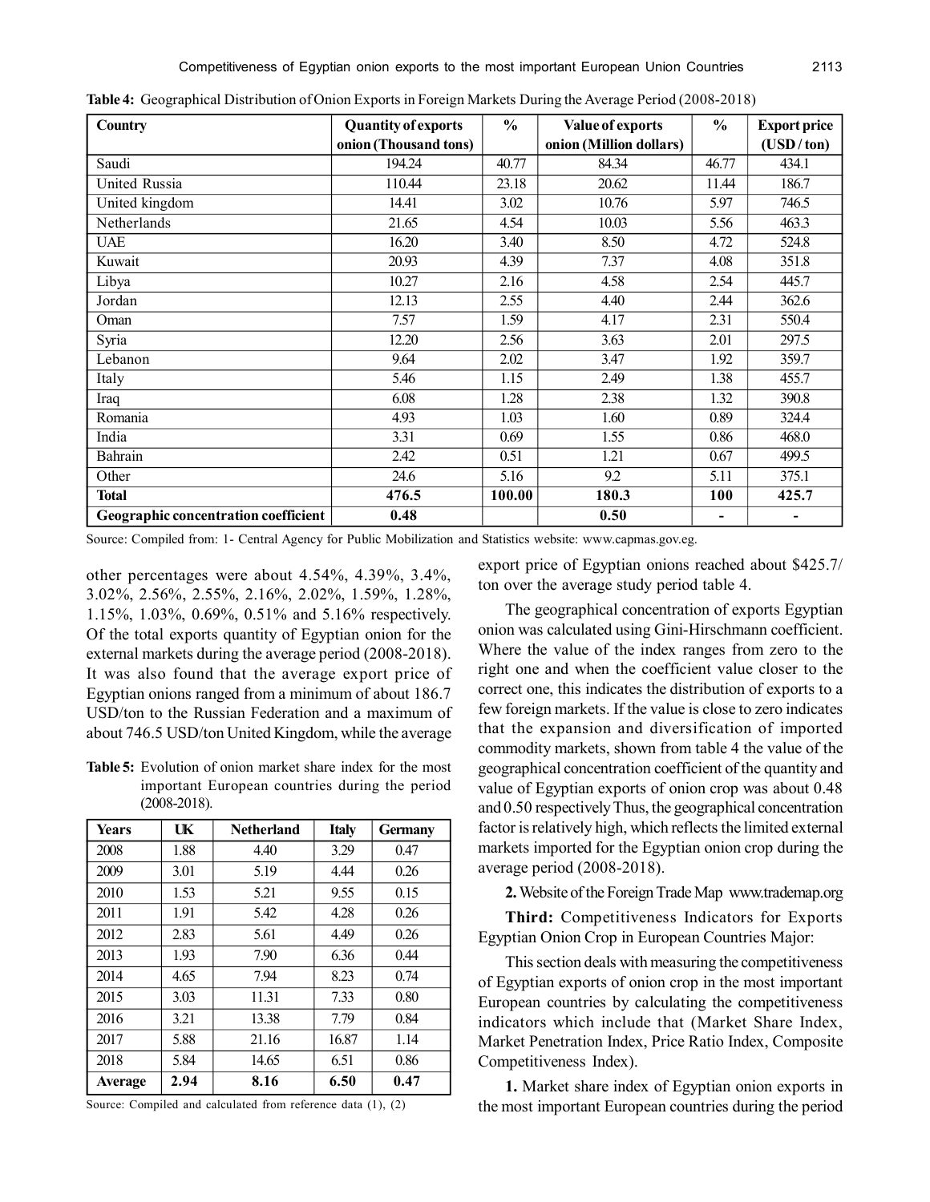**Table 4:** Geographical Distribution of Onion Exports in Foreign Markets During the Average Period (2008-2018)

| Country | Quantity of exports onion (Thousand tons) | % | Value of exports onion (Million dollars) | % | Export price (USD / ton) |
|---|---|---|---|---|---|
| Saudi | 194.24 | 40.77 | 84.34 | 46.77 | 434.1 |
| United Russia | 110.44 | 23.18 | 20.62 | 11.44 | 186.7 |
| United kingdom | 14.41 | 3.02 | 10.76 | 5.97 | 746.5 |
| Netherlands | 21.65 | 4.54 | 10.03 | 5.56 | 463.3 |
| UAE | 16.20 | 3.40 | 8.50 | 4.72 | 524.8 |
| Kuwait | 20.93 | 4.39 | 7.37 | 4.08 | 351.8 |
| Libya | 10.27 | 2.16 | 4.58 | 2.54 | 445.7 |
| Jordan | 12.13 | 2.55 | 4.40 | 2.44 | 362.6 |
| Oman | 7.57 | 1.59 | 4.17 | 2.31 | 550.4 |
| Syria | 12.20 | 2.56 | 3.63 | 2.01 | 297.5 |
| Lebanon | 9.64 | 2.02 | 3.47 | 1.92 | 359.7 |
| Italy | 5.46 | 1.15 | 2.49 | 1.38 | 455.7 |
| Iraq | 6.08 | 1.28 | 2.38 | 1.32 | 390.8 |
| Romania | 4.93 | 1.03 | 1.60 | 0.89 | 324.4 |
| India | 3.31 | 0.69 | 1.55 | 0.86 | 468.0 |
| Bahrain | 2.42 | 0.51 | 1.21 | 0.67 | 499.5 |
| Other | 24.6 | 5.16 | 9.2 | 5.11 | 375.1 |
| **Total** | **476.5** | **100.00** | **180.3** | **100** | **425.7** |
| **Geographic concentration coefficient** | **0.48** | | **0.50** | **-** | **-** |

Source: Compiled from: 1- Central Agency for Public Mobilization and Statistics website: www.capmas.gov.eg.

other percentages were about 4.54%, 4.39%, 3.4%, 3.02%, 2.56%, 2.55%, 2.16%, 2.02%, 1.59%, 1.28%, 1.15%, 1.03%, 0.69%, 0.51% and 5.16% respectively. Of the total exports quantity of Egyptian onion for the external markets during the average period (2008-2018). It was also found that the average export price of Egyptian onions ranged from a minimum of about 186.7 USD/ton to the Russian Federation and a maximum of about 746.5 USD/ton United Kingdom, while the average export price of Egyptian onions reached about $425.7/ton over the average study period table 4.

**Table 5:** Evolution of onion market share index for the most important European countries during the period (2008-2018).

| Years | UK | Netherland | Italy | Germany |
|---|---|---|---|---|
| 2008 | 1.88 | 4.40 | 3.29 | 0.47 |
| 2009 | 3.01 | 5.19 | 4.44 | 0.26 |
| 2010 | 1.53 | 5.21 | 9.55 | 0.15 |
| 2011 | 1.91 | 5.42 | 4.28 | 0.26 |
| 2012 | 2.83 | 5.61 | 4.49 | 0.26 |
| 2013 | 1.93 | 7.90 | 6.36 | 0.44 |
| 2014 | 4.65 | 7.94 | 8.23 | 0.74 |
| 2015 | 3.03 | 11.31 | 7.33 | 0.80 |
| 2016 | 3.21 | 13.38 | 7.79 | 0.84 |
| 2017 | 5.88 | 21.16 | 16.87 | 1.14 |
| 2018 | 5.84 | 14.65 | 6.51 | 0.86 |
| **Average** | **2.94** | **8.16** | **6.50** | **0.47** |

Source: Compiled and calculated from reference data (1), (2)

The geographical concentration of exports Egyptian onion was calculated using Gini-Hirschmann coefficient. Where the value of the index ranges from zero to the right one and when the coefficient value closer to the correct one, this indicates the distribution of exports to a few foreign markets. If the value is close to zero indicates that the expansion and diversification of imported commodity markets, shown from table 4 the value of the geographical concentration coefficient of the quantity and value of Egyptian exports of onion crop was about 0.48 and 0.50 respectively Thus, the geographical concentration factor is relatively high, which reflects the limited external markets imported for the Egyptian onion crop during the average period (2008-2018).

**2.** Website of the Foreign Trade Map www.trademap.org

**Third:** Competitiveness Indicators for Exports Egyptian Onion Crop in European Countries Major:

This section deals with measuring the competitiveness of Egyptian exports of onion crop in the most important European countries by calculating the competitiveness indicators which include that (Market Share Index, Market Penetration Index, Price Ratio Index, Composite Competitiveness Index).

**1.** Market share index of Egyptian onion exports in the most important European countries during the period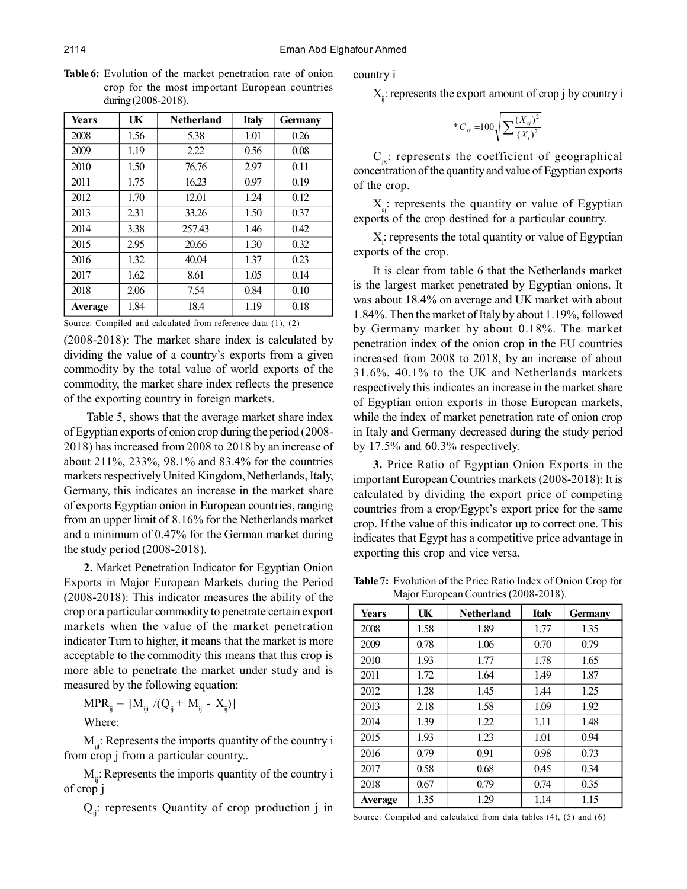**Table 6:** Evolution of the market penetration rate of onion crop for the most important European countries during (2008-2018).

| Years | UK | Netherland | Italy | Germany |
|---|---|---|---|---|
| 2008 | 1.56 | 5.38 | 1.01 | 0.26 |
| 2009 | 1.19 | 2.22 | 0.56 | 0.08 |
| 2010 | 1.50 | 76.76 | 2.97 | 0.11 |
| 2011 | 1.75 | 16.23 | 0.97 | 0.19 |
| 2012 | 1.70 | 12.01 | 1.24 | 0.12 |
| 2013 | 2.31 | 33.26 | 1.50 | 0.37 |
| 2014 | 3.38 | 257.43 | 1.46 | 0.42 |
| 2015 | 2.95 | 20.66 | 1.30 | 0.32 |
| 2016 | 1.32 | 40.04 | 1.37 | 0.23 |
| 2017 | 1.62 | 8.61 | 1.05 | 0.14 |
| 2018 | 2.06 | 7.54 | 0.84 | 0.10 |
| **Average** | 1.84 | 18.4 | 1.19 | 0.18 |

Source: Compiled and calculated from reference data (1), (2)

(2008-2018): The market share index is calculated by dividing the value of a country's exports from a given commodity by the total value of world exports of the commodity, the market share index reflects the presence of the exporting country in foreign markets.

Table 5, shows that the average market share index of Egyptian exports of onion crop during the period (2008-2018) has increased from 2008 to 2018 by an increase of about 211%, 233%, 98.1% and 83.4% for the countries markets respectively United Kingdom, Netherlands, Italy, Germany, this indicates an increase in the market share of exports Egyptian onion in European countries, ranging from an upper limit of 8.16% for the Netherlands market and a minimum of 0.47% for the German market during the study period (2008-2018).

**2.** Market Penetration Indicator for Egyptian Onion Exports in Major European Markets during the Period (2008-2018): This indicator measures the ability of the crop or a particular commodity to penetrate certain export markets when the value of the market penetration indicator Turn to higher, it means that the market is more acceptable to the commodity this means that this crop is more able to penetrate the market under study and is measured by the following equation:

$$MPR_{ij} = [M_{ijt} / (Q_{ij} + M_{ij} - X_{ij})]$$

Where:

$M_{ijt}$: Represents the imports quantity of the country i from crop j from a particular country..

$M_{ij}$: Represents the imports quantity of the country i of crop j

$Q_{ij}$: represents Quantity of crop production j in country i

$X_{ij}$: represents the export amount of crop j by country i

$$*C_{jx} = 100\sqrt{\sum \frac{(X_{sj})^2}{(X_i)^2}}$$

$C_{jx}$: represents the coefficient of geographical concentration of the quantity and value of Egyptian exports of the crop.

$X_{sj}$: represents the quantity or value of Egyptian exports of the crop destined for a particular country.

$X_i$: represents the total quantity or value of Egyptian exports of the crop.

It is clear from table 6 that the Netherlands market is the largest market penetrated by Egyptian onions. It was about 18.4% on average and UK market with about 1.84%. Then the market of Italy by about 1.19%, followed by Germany market by about 0.18%. The market penetration index of the onion crop in the EU countries increased from 2008 to 2018, by an increase of about 31.6%, 40.1% to the UK and Netherlands markets respectively this indicates an increase in the market share of Egyptian onion exports in those European markets, while the index of market penetration rate of onion crop in Italy and Germany decreased during the study period by 17.5% and 60.3% respectively.

**3.** Price Ratio of Egyptian Onion Exports in the important European Countries markets (2008-2018): It is calculated by dividing the export price of competing countries from a crop/Egypt's export price for the same crop. If the value of this indicator up to correct one. This indicates that Egypt has a competitive price advantage in exporting this crop and vice versa.

**Table 7:** Evolution of the Price Ratio Index of Onion Crop for Major European Countries (2008-2018).

| Years | UK | Netherland | Italy | Germany |
|---|---|---|---|---|
| 2008 | 1.58 | 1.89 | 1.77 | 1.35 |
| 2009 | 0.78 | 1.06 | 0.70 | 0.79 |
| 2010 | 1.93 | 1.77 | 1.78 | 1.65 |
| 2011 | 1.72 | 1.64 | 1.49 | 1.87 |
| 2012 | 1.28 | 1.45 | 1.44 | 1.25 |
| 2013 | 2.18 | 1.58 | 1.09 | 1.92 |
| 2014 | 1.39 | 1.22 | 1.11 | 1.48 |
| 2015 | 1.93 | 1.23 | 1.01 | 0.94 |
| 2016 | 0.79 | 0.91 | 0.98 | 0.73 |
| 2017 | 0.58 | 0.68 | 0.45 | 0.34 |
| 2018 | 0.67 | 0.79 | 0.74 | 0.35 |
| **Average** | 1.35 | 1.29 | 1.14 | 1.15 |

Source: Compiled and calculated from data tables (4), (5) and (6)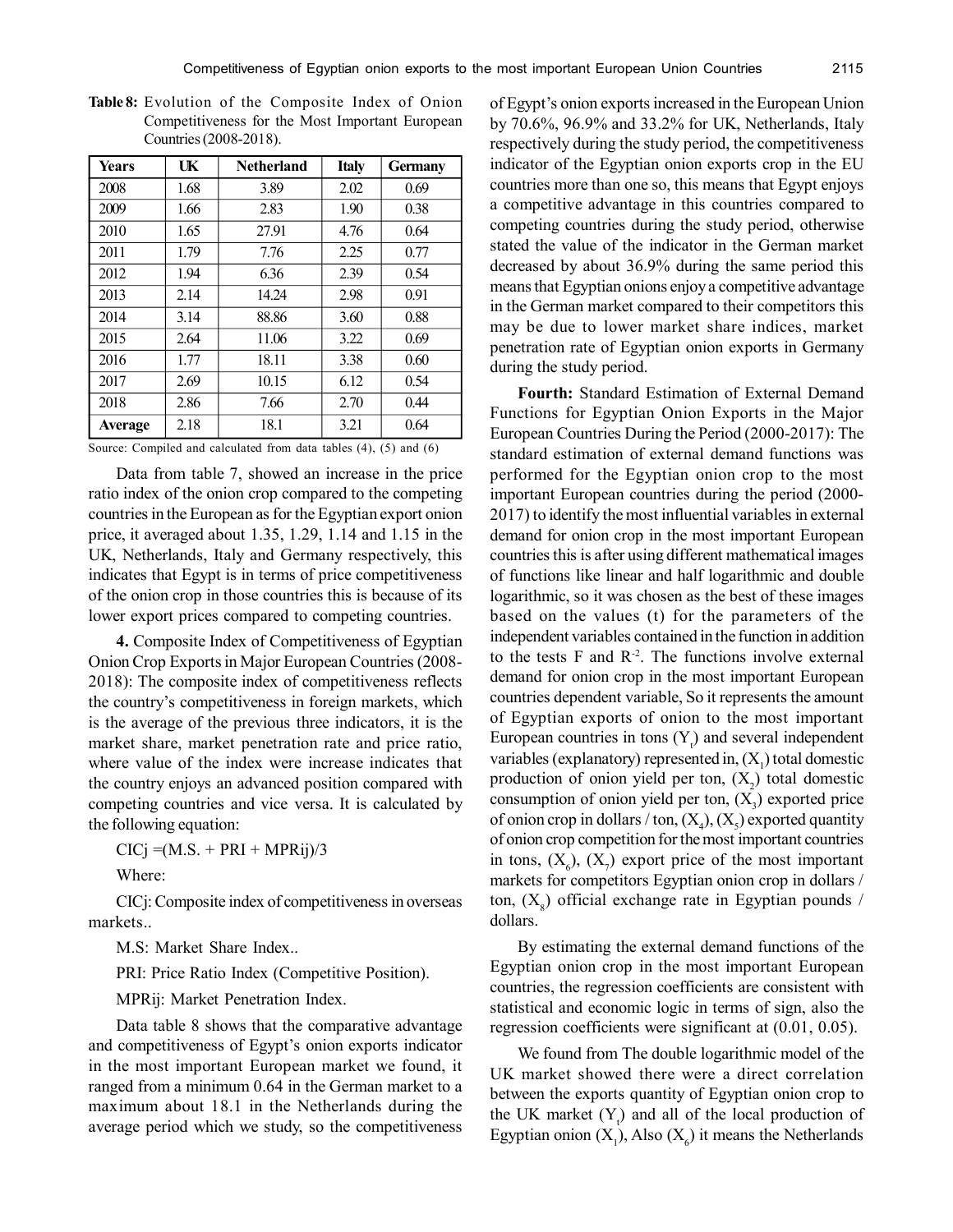**Table 8:** Evolution of the Composite Index of Onion Competitiveness for the Most Important European Countries (2008-2018).

| Years | UK | Netherland | Italy | Germany |
|---|---|---|---|---|
| 2008 | 1.68 | 3.89 | 2.02 | 0.69 |
| 2009 | 1.66 | 2.83 | 1.90 | 0.38 |
| 2010 | 1.65 | 27.91 | 4.76 | 0.64 |
| 2011 | 1.79 | 7.76 | 2.25 | 0.77 |
| 2012 | 1.94 | 6.36 | 2.39 | 0.54 |
| 2013 | 2.14 | 14.24 | 2.98 | 0.91 |
| 2014 | 3.14 | 88.86 | 3.60 | 0.88 |
| 2015 | 2.64 | 11.06 | 3.22 | 0.69 |
| 2016 | 1.77 | 18.11 | 3.38 | 0.60 |
| 2017 | 2.69 | 10.15 | 6.12 | 0.54 |
| 2018 | 2.86 | 7.66 | 2.70 | 0.44 |
| **Average** | 2.18 | 18.1 | 3.21 | 0.64 |

Source: Compiled and calculated from data tables (4), (5) and (6)

Data from table 7, showed an increase in the price ratio index of the onion crop compared to the competing countries in the European as for the Egyptian export onion price, it averaged about 1.35, 1.29, 1.14 and 1.15 in the UK, Netherlands, Italy and Germany respectively, this indicates that Egypt is in terms of price competitiveness of the onion crop in those countries this is because of its lower export prices compared to competing countries.

**4.** Composite Index of Competitiveness of Egyptian Onion Crop Exports in Major European Countries (2008-2018): The composite index of competitiveness reflects the country's competitiveness in foreign markets, which is the average of the previous three indicators, it is the market share, market penetration rate and price ratio, where value of the index were increase indicates that the country enjoys an advanced position compared with competing countries and vice versa. It is calculated by the following equation:

$$CICj = (M.S. + PRI + MPRij)/3$$

Where:

CICj: Composite index of competitiveness in overseas markets..

M.S: Market Share Index..

PRI: Price Ratio Index (Competitive Position).

MPRij: Market Penetration Index.

Data table 8 shows that the comparative advantage and competitiveness of Egypt's onion exports indicator in the most important European market we found, it ranged from a minimum 0.64 in the German market to a maximum about 18.1 in the Netherlands during the average period which we study, so the competitiveness of Egypt's onion exports increased in the European Union by 70.6%, 96.9% and 33.2% for UK, Netherlands, Italy respectively during the study period, the competitiveness indicator of the Egyptian onion exports crop in the EU countries more than one so, this means that Egypt enjoys a competitive advantage in this countries compared to competing countries during the study period, otherwise stated the value of the indicator in the German market decreased by about 36.9% during the same period this means that Egyptian onions enjoy a competitive advantage in the German market compared to their competitors this may be due to lower market share indices, market penetration rate of Egyptian onion exports in Germany during the study period.

**Fourth:** Standard Estimation of External Demand Functions for Egyptian Onion Exports in the Major European Countries During the Period (2000-2017): The standard estimation of external demand functions was performed for the Egyptian onion crop to the most important European countries during the period (2000-2017) to identify the most influential variables in external demand for onion crop in the most important European countries this is after using different mathematical images of functions like linear and half logarithmic and double logarithmic, so it was chosen as the best of these images based on the values (t) for the parameters of the independent variables contained in the function in addition to the tests F and $R^{-2}$. The functions involve external demand for onion crop in the most important European countries dependent variable, So it represents the amount of Egyptian exports of onion to the most important European countries in tons ($Y_t$) and several independent variables (explanatory) represented in, ($X_1$) total domestic production of onion yield per ton, ($X_2$) total domestic consumption of onion yield per ton, ($X_3$) exported price of onion crop in dollars / ton, ($X_4$), ($X_5$) exported quantity of onion crop competition for the most important countries in tons, ($X_6$), ($X_7$) export price of the most important markets for competitors Egyptian onion crop in dollars / ton, ($X_8$) official exchange rate in Egyptian pounds / dollars.

By estimating the external demand functions of the Egyptian onion crop in the most important European countries, the regression coefficients are consistent with statistical and economic logic in terms of sign, also the regression coefficients were significant at (0.01, 0.05).

We found from The double logarithmic model of the UK market showed there were a direct correlation between the exports quantity of Egyptian onion crop to the UK market ($Y_t$) and all of the local production of Egyptian onion ($X_1$), Also ($X_6$) it means the Netherlands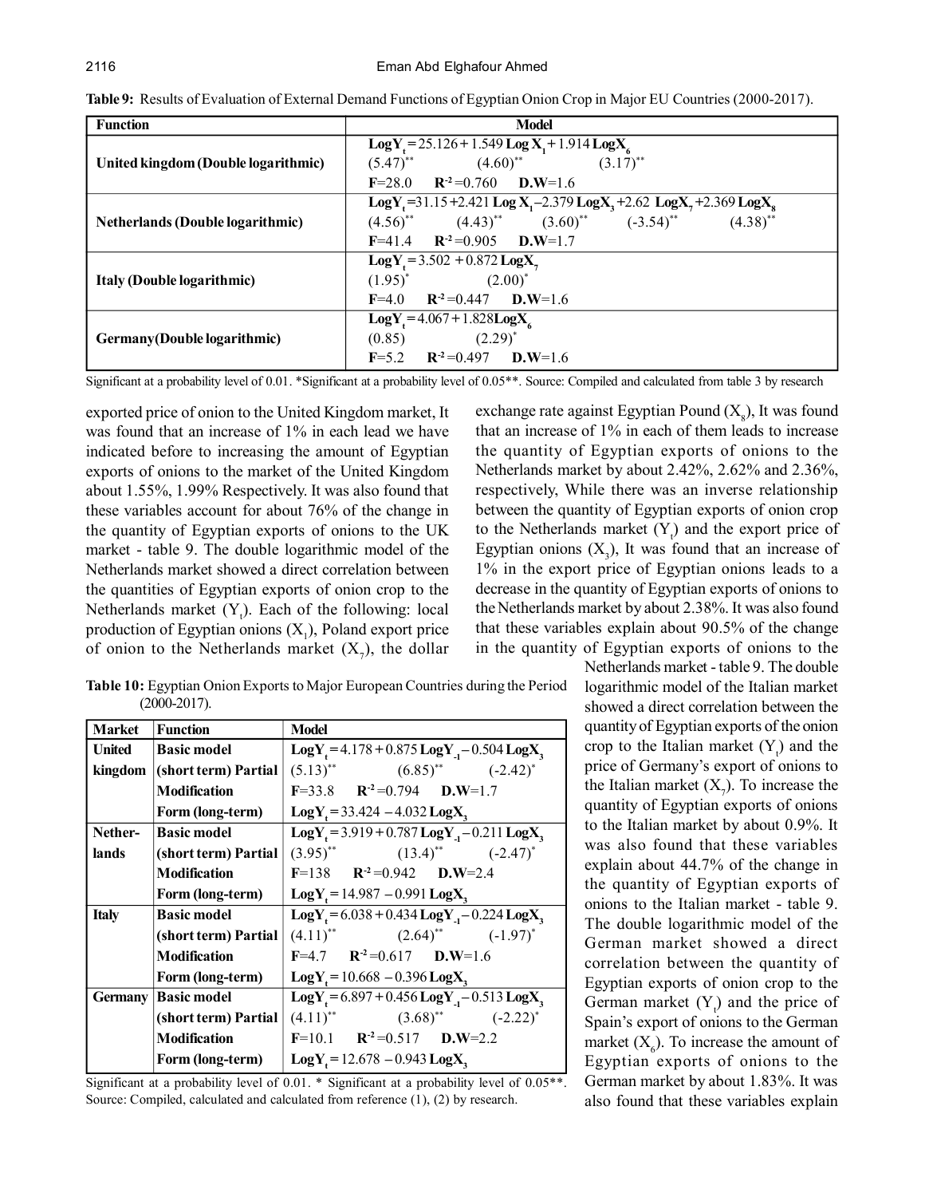**Table 9:** Results of Evaluation of External Demand Functions of Egyptian Onion Crop in Major EU Countries (2000-2017).

| Function | Model |
|---|---|
| United kingdom (Double logarithmic) | $\text{Log}Y_t = 25.126 + 1.549\ \text{Log}\ X_1 + 1.914\ \text{Log}X_6$ <br> $(5.47)^{**}$ $(4.60)^{**}$ $(3.17)^{**}$ <br> $F$=28.0 $R^{-2}$=0.760 D.W=1.6 |
| Netherlands (Double logarithmic) | $\text{Log}Y_t = 31.15 + 2.421\ \text{Log}\ X_1 - 2.379\ \text{Log}X_3 + 2.62\ \text{Log}X_7 + 2.369\ \text{Log}X_8$ <br> $(4.56)^{**}$ $(4.43)^{**}$ $(3.60)^{**}$ $(-3.54)^{**}$ $(4.38)^{**}$ <br> $F$=41.4 $R^{-2}$=0.905 D.W=1.7 |
| Italy (Double logarithmic) | $\text{Log}Y_t = 3.502 + 0.872\ \text{Log}X_7$ <br> $(1.95)^{*}$ $(2.00)^{*}$ <br> $F$=4.0 $R^{-2}$=0.447 D.W=1.6 |
| Germany(Double logarithmic) | $\text{Log}Y_t = 4.067 + 1.828\text{Log}X_6$ <br> $(0.85)$ $(2.29)^{*}$ <br> $F$=5.2 $R^{-2}$=0.497 D.W=1.6 |

Significant at a probability level of 0.01. *Significant at a probability level of 0.05**. Source: Compiled and calculated from table 3 by research

exported price of onion to the United Kingdom market, It was found that an increase of 1% in each lead we have indicated before to increasing the amount of Egyptian exports of onions to the market of the United Kingdom about 1.55%, 1.99% Respectively. It was also found that these variables account for about 76% of the change in the quantity of Egyptian exports of onions to the UK market - table 9. The double logarithmic model of the Netherlands market showed a direct correlation between the quantities of Egyptian exports of onion crop to the Netherlands market ($Y_t$). Each of the following: local production of Egyptian onions ($X_1$), Poland export price of onion to the Netherlands market ($X_7$), the dollar exchange rate against Egyptian Pound ($X_8$), It was found that an increase of 1% in each of them leads to increase the quantity of Egyptian exports of onions to the Netherlands market by about 2.42%, 2.62% and 2.36%, respectively, While there was an inverse relationship between the quantity of Egyptian exports of onion crop to the Netherlands market ($Y_t$) and the export price of Egyptian onions ($X_3$), It was found that an increase of 1% in the export price of Egyptian onions leads to a decrease in the quantity of Egyptian exports of onions to the Netherlands market by about 2.38%. It was also found that these variables explain about 90.5% of the change in the quantity of Egyptian exports of onions to the Netherlands market - table 9. The double logarithmic model of the Italian market showed a direct correlation between the quantity of Egyptian exports of the onion crop to the Italian market ($Y_t$) and the price of Germany's export of onions to the Italian market ($X_7$). To increase the quantity of Egyptian exports of onions to the Italian market by about 0.9%. It was also found that these variables explain about 44.7% of the change in the quantity of Egyptian exports of onions to the Italian market - table 9. The double logarithmic model of the German market showed a direct correlation between the quantity of Egyptian exports of onion crop to the German market ($Y_t$) and the price of Spain's export of onions to the German market ($X_6$). To increase the amount of Egyptian exports of onions to the German market by about 1.83%. It was also found that these variables explain

**Table 10:** Egyptian Onion Exports to Major European Countries during the Period (2000-2017).

| Market | Function | Model |
|---|---|---|
| United kingdom | Basic model (short term) Partial Modification | $\text{Log}Y_t = 4.178 + 0.875\ \text{Log}Y_{-1} - 0.504\ \text{Log}X_3$ <br> $(5.13)^{**}$ $(6.85)^{**}$ $(-2.42)^{*}$ <br> $F$=33.8 $R^{-2}$=0.794 D.W=1.7 |
| | Form (long-term) | $\text{Log}Y_t = 33.424 - 4.032\ \text{Log}X_3$ |
| Netherlands | Basic model (short term) Partial Modification | $\text{Log}Y_t = 3.919 + 0.787\ \text{Log}Y_{-1} - 0.211\ \text{Log}X_3$ <br> $(3.95)^{**}$ $(13.4)^{**}$ $(-2.47)^{*}$ <br> $F$=138 $R^{-2}$=0.942 D.W=2.4 |
| | Form (long-term) | $\text{Log}Y_t = 14.987 - 0.991\ \text{Log}X_3$ |
| Italy | Basic model (short term) Partial Modification | $\text{Log}Y_t = 6.038 + 0.434\ \text{Log}Y_{-1} - 0.224\ \text{Log}X_3$ <br> $(4.11)^{**}$ $(2.64)^{**}$ $(-1.97)^{*}$ <br> $F$=4.7 $R^{-2}$=0.617 D.W=1.6 |
| | Form (long-term) | $\text{Log}Y_t = 10.668 - 0.396\ \text{Log}X_3$ |
| Germany | Basic model (short term) Partial Modification | $\text{Log}Y_t = 6.897 + 0.456\ \text{Log}Y_{-1} - 0.513\ \text{Log}X_3$ <br> $(4.11)^{**}$ $(3.68)^{**}$ $(-2.22)^{*}$ <br> $F$=10.1 $R^{-2}$=0.517 D.W=2.2 |
| | Form (long-term) | $\text{Log}Y_t = 12.678 - 0.943\ \text{Log}X_3$ |

Significant at a probability level of 0.01. * Significant at a probability level of 0.05**. Source: Compiled, calculated and calculated from reference (1), (2) by research.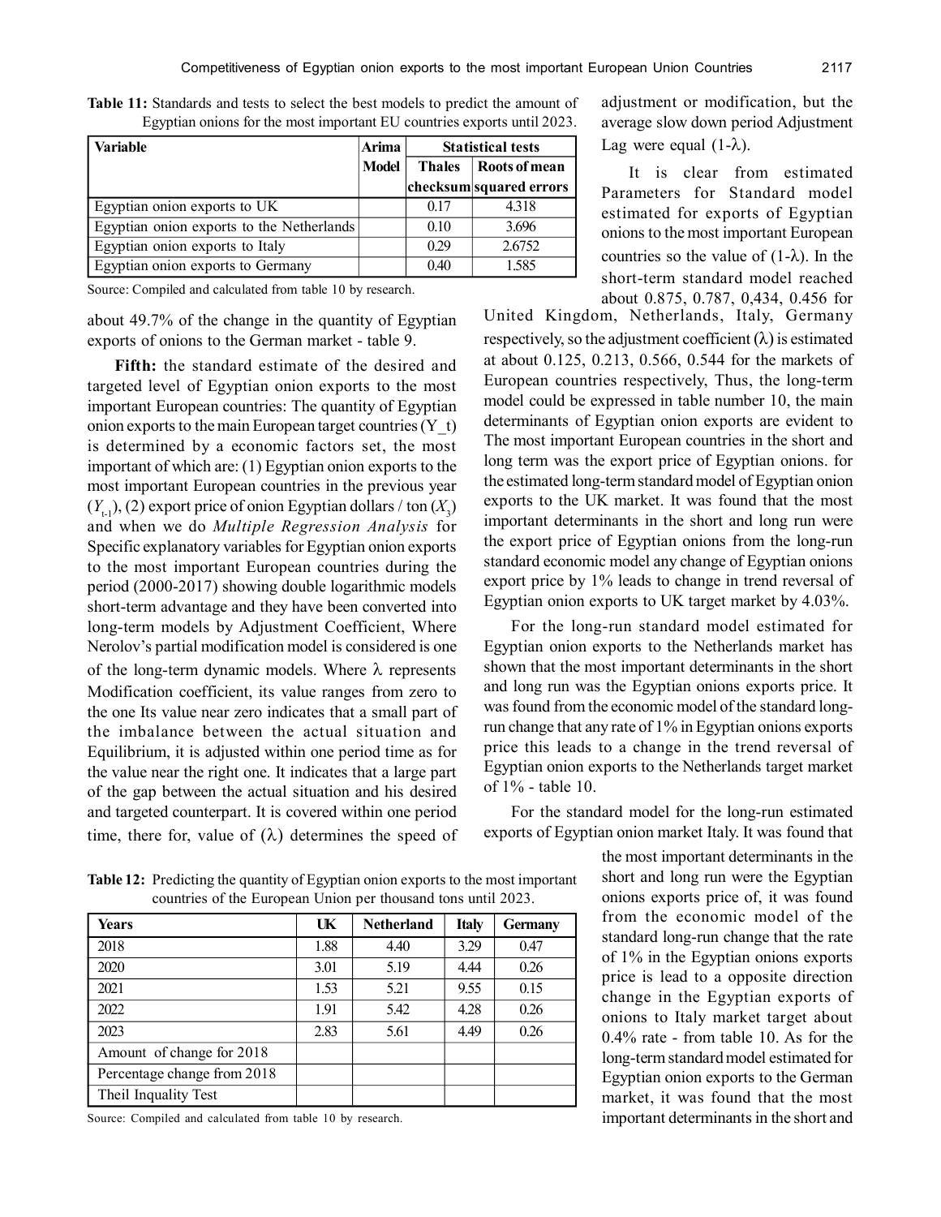**Table 11:** Standards and tests to select the best models to predict the amount of Egyptian onions for the most important EU countries exports until 2023.

| Variable | Arima Model | Statistical tests | |
|---|---|---|---|
| | | Thales checksum | Roots of mean squared errors |
| Egyptian onion exports to UK | | 0.17 | 4.318 |
| Egyptian onion exports to the Netherlands | | 0.10 | 3.696 |
| Egyptian onion exports to Italy | | 0.29 | 2.6752 |
| Egyptian onion exports to Germany | | 0.40 | 1.585 |

Source: Compiled and calculated from table 10 by research.

about 49.7% of the change in the quantity of Egyptian exports of onions to the German market - table 9.

**Fifth:** the standard estimate of the desired and targeted level of Egyptian onion exports to the most important European countries: The quantity of Egyptian onion exports to the main European target countries (Y_t) is determined by a economic factors set, the most important of which are: (1) Egyptian onion exports to the most important European countries in the previous year ($Y_{t-1}$), (2) export price of onion Egyptian dollars / ton ($X_3$) and when we do *Multiple Regression Analysis* for Specific explanatory variables for Egyptian onion exports to the most important European countries during the period (2000-2017) showing double logarithmic models short-term advantage and they have been converted into long-term models by Adjustment Coefficient, Where Nerolov's partial modification model is considered is one of the long-term dynamic models. Where λ represents Modification coefficient, its value ranges from zero to the one Its value near zero indicates that a small part of the imbalance between the actual situation and Equilibrium, it is adjusted within one period time as for the value near the right one. It indicates that a large part of the gap between the actual situation and his desired and targeted counterpart. It is covered within one period time, there for, value of (λ) determines the speed of adjustment or modification, but the average slow down period Adjustment Lag were equal (1-λ).

It is clear from estimated Parameters for Standard model estimated for exports of Egyptian onions to the most important European countries so the value of (1-λ). In the short-term standard model reached about 0.875, 0.787, 0,434, 0.456 for United Kingdom, Netherlands, Italy, Germany respectively, so the adjustment coefficient (λ) is estimated at about 0.125, 0.213, 0.566, 0.544 for the markets of European countries respectively, Thus, the long-term model could be expressed in table number 10, the main determinants of Egyptian onion exports are evident to The most important European countries in the short and long term was the export price of Egyptian onions. for the estimated long-term standard model of Egyptian onion exports to the UK market. It was found that the most important determinants in the short and long run were the export price of Egyptian onions from the long-run standard economic model any change of Egyptian onions export price by 1% leads to change in trend reversal of Egyptian onion exports to UK target market by 4.03%.

For the long-run standard model estimated for Egyptian onion exports to the Netherlands market has shown that the most important determinants in the short and long run was the Egyptian onions exports price. It was found from the economic model of the standard long-run change that any rate of 1% in Egyptian onions exports price this leads to a change in the trend reversal of Egyptian onion exports to the Netherlands target market of 1% - table 10.

For the standard model for the long-run estimated exports of Egyptian onion market Italy. It was found that the most important determinants in the short and long run were the Egyptian onions exports price of, it was found from the economic model of the standard long-run change that the rate of 1% in the Egyptian onions exports price is lead to a opposite direction change in the Egyptian exports of onions to Italy market target about 0.4% rate - from table 10. As for the long-term standard model estimated for Egyptian onion exports to the German market, it was found that the most important determinants in the short and

**Table 12:** Predicting the quantity of Egyptian onion exports to the most important countries of the European Union per thousand tons until 2023.

| Years | UK | Netherland | Italy | Germany |
|---|---|---|---|---|
| 2018 | 1.88 | 4.40 | 3.29 | 0.47 |
| 2020 | 3.01 | 5.19 | 4.44 | 0.26 |
| 2021 | 1.53 | 5.21 | 9.55 | 0.15 |
| 2022 | 1.91 | 5.42 | 4.28 | 0.26 |
| 2023 | 2.83 | 5.61 | 4.49 | 0.26 |
| Amount of change for 2018 | | | | |
| Percentage change from 2018 | | | | |
| Theil Inquality Test | | | | |

Source: Compiled and calculated from table 10 by research.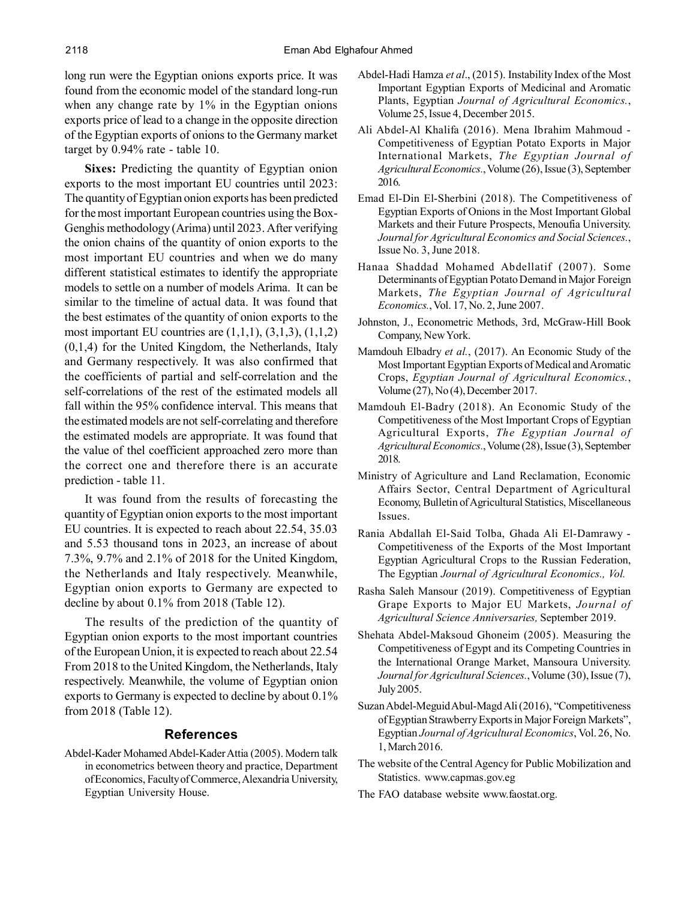long run were the Egyptian onions exports price. It was found from the economic model of the standard long-run when any change rate by 1% in the Egyptian onions exports price of lead to a change in the opposite direction of the Egyptian exports of onions to the Germany market target by 0.94% rate - table 10.

**Sixes:** Predicting the quantity of Egyptian onion exports to the most important EU countries until 2023: The quantity of Egyptian onion exports has been predicted for the most important European countries using the Box-Genghis methodology (Arima) until 2023. After verifying the onion chains of the quantity of onion exports to the most important EU countries and when we do many different statistical estimates to identify the appropriate models to settle on a number of models Arima. It can be similar to the timeline of actual data. It was found that the best estimates of the quantity of onion exports to the most important EU countries are (1,1,1), (3,1,3), (1,1,2) (0,1,4) for the United Kingdom, the Netherlands, Italy and Germany respectively. It was also confirmed that the coefficients of partial and self-correlation and the self-correlations of the rest of the estimated models all fall within the 95% confidence interval. This means that the estimated models are not self-correlating and therefore the estimated models are appropriate. It was found that the value of thel coefficient approached zero more than the correct one and therefore there is an accurate prediction - table 11.

It was found from the results of forecasting the quantity of Egyptian onion exports to the most important EU countries. It is expected to reach about 22.54, 35.03 and 5.53 thousand tons in 2023, an increase of about 7.3%, 9.7% and 2.1% of 2018 for the United Kingdom, the Netherlands and Italy respectively. Meanwhile, Egyptian onion exports to Germany are expected to decline by about 0.1% from 2018 (Table 12).

The results of the prediction of the quantity of Egyptian onion exports to the most important countries of the European Union, it is expected to reach about 22.54 From 2018 to the United Kingdom, the Netherlands, Italy respectively. Meanwhile, the volume of Egyptian onion exports to Germany is expected to decline by about 0.1% from 2018 (Table 12).

## References

Abdel-Kader Mohamed Abdel-Kader Attia (2005). Modern talk in econometrics between theory and practice, Department of Economics, Faculty of Commerce, Alexandria University, Egyptian University House.

Abdel-Hadi Hamza *et al*., (2015). Instability Index of the Most Important Egyptian Exports of Medicinal and Aromatic Plants, Egyptian *Journal of Agricultural Economics.*, Volume 25, Issue 4, December 2015.

Ali Abdel-Al Khalifa (2016). Mena Ibrahim Mahmoud - Competitiveness of Egyptian Potato Exports in Major International Markets, *The Egyptian Journal of Agricultural Economics*., Volume (26), Issue (3), September 2016.

Emad El-Din El-Sherbini (2018). The Competitiveness of Egyptian Exports of Onions in the Most Important Global Markets and their Future Prospects, Menoufia University. *Journal for Agricultural Economics and Social Sciences.*, Issue No. 3, June 2018.

Hanaa Shaddad Mohamed Abdellatif (2007). Some Determinants of Egyptian Potato Demand in Major Foreign Markets, *The Egyptian Journal of Agricultural Economics.*, Vol. 17, No. 2, June 2007.

Johnston, J., Econometric Methods, 3rd, McGraw-Hill Book Company, New York.

Mamdouh Elbadry *et al.*, (2017). An Economic Study of the Most Important Egyptian Exports of Medical and Aromatic Crops, *Egyptian Journal of Agricultural Economics.*, Volume (27), No (4), December 2017.

Mamdouh El-Badry (2018). An Economic Study of the Competitiveness of the Most Important Crops of Egyptian Agricultural Exports, *The Egyptian Journal of Agricultural Economics*., Volume (28), Issue (3), September 2018.

Ministry of Agriculture and Land Reclamation, Economic Affairs Sector, Central Department of Agricultural Economy, Bulletin of Agricultural Statistics, Miscellaneous Issues.

Rania Abdallah El-Said Tolba, Ghada Ali El-Damrawy - Competitiveness of the Exports of the Most Important Egyptian Agricultural Crops to the Russian Federation, The Egyptian *Journal of Agricultural Economics., Vol.*

Rasha Saleh Mansour (2019). Competitiveness of Egyptian Grape Exports to Major EU Markets, *Journal of Agricultural Science Anniversaries,* September 2019.

Shehata Abdel-Maksoud Ghoneim (2005). Measuring the Competitiveness of Egypt and its Competing Countries in the International Orange Market, Mansoura University. *Journal for Agricultural Sciences.*, Volume (30), Issue (7), July 2005.

Suzan Abdel-Meguid Abul-Magd Ali (2016), "Competitiveness of Egyptian Strawberry Exports in Major Foreign Markets", Egyptian *Journal of Agricultural Economics*, Vol. 26, No. 1, March 2016.

The website of the Central Agency for Public Mobilization and Statistics. www.capmas.gov.eg

The FAO database website www.faostat.org.